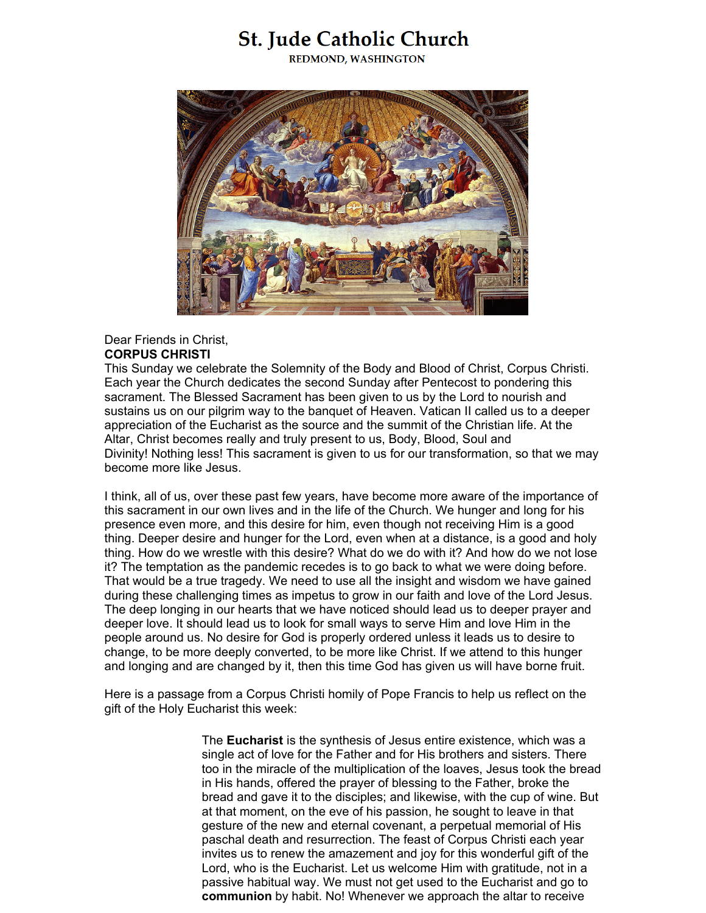# St. Jude Catholic Church

REDMOND, WASHINGTON

Dear Friends in Christ,

**CORPUS CHRISTI**

This Sunday we celebrate the Solemnity of the Body and Blood of Christ, Corpus Christi. Each year the Church dedicates the second Sunday after Pentecost to pondering this sacrament. The Blessed Sacrament has been given to us by the Lord to nourish and sustains us on our pilgrim way to the banquet of Heaven. Vatican II called us to a deeper appreciation of the Eucharist as the source and the summit of the Christian life. At the Altar, Christ becomes really and truly present to us, Body, Blood, Soul and Divinity! Nothing less! This sacrament is given to us for our transformation, so that we may become more like Jesus.

I think, all of us, over these past few years, have become more aware of the importance of this sacrament in our own lives and in the life of the Church. We hunger and long for his presence even more, and this desire for him, even though not receiving Him is a good thing. Deeper desire and hunger for the Lord, even when at a distance, is a good and holy thing. How do we wrestle with this desire? What do we do with it? And how do we not lose it? The temptation as the pandemic recedes is to go back to what we were doing before. That would be a true tragedy. We need to use all the insight and wisdom we have gained during these challenging times as impetus to grow in our faith and love of the Lord Jesus. The deep longing in our hearts that we have noticed should lead us to deeper prayer and deeper love. It should lead us to look for small ways to serve Him and love Him in the people around us. No desire for God is properly ordered unless it leads us to desire to change, to be more deeply converted, to be more like Christ. If we attend to this hunger and longing and are changed by it, then this time God has given us will have borne fruit.

Here is a passage from a Corpus Christi homily of Pope Francis to help us reflect on the gift of the Holy Eucharist this week:

> The **Eucharist** is the synthesis of Jesus entire existence, which was a single act of love for the Father and for His brothers and sisters. There too in the miracle of the multiplication of the loaves, Jesus took the bread in His hands, offered the prayer of blessing to the Father, broke the bread and gave it to the disciples; and likewise, with the cup of wine. But at that moment, on the eve of his passion, he sought to leave in that gesture of the new and eternal covenant, a perpetual memorial of His paschal death and resurrection. The feast of Corpus Christi each year invites us to renew the amazement and joy for this wonderful gift of the Lord, who is the Eucharist. Let us welcome Him with gratitude, not in a passive habitual way. We must not get used to the Eucharist and go to **communion** by habit. No! Whenever we approach the altar to receive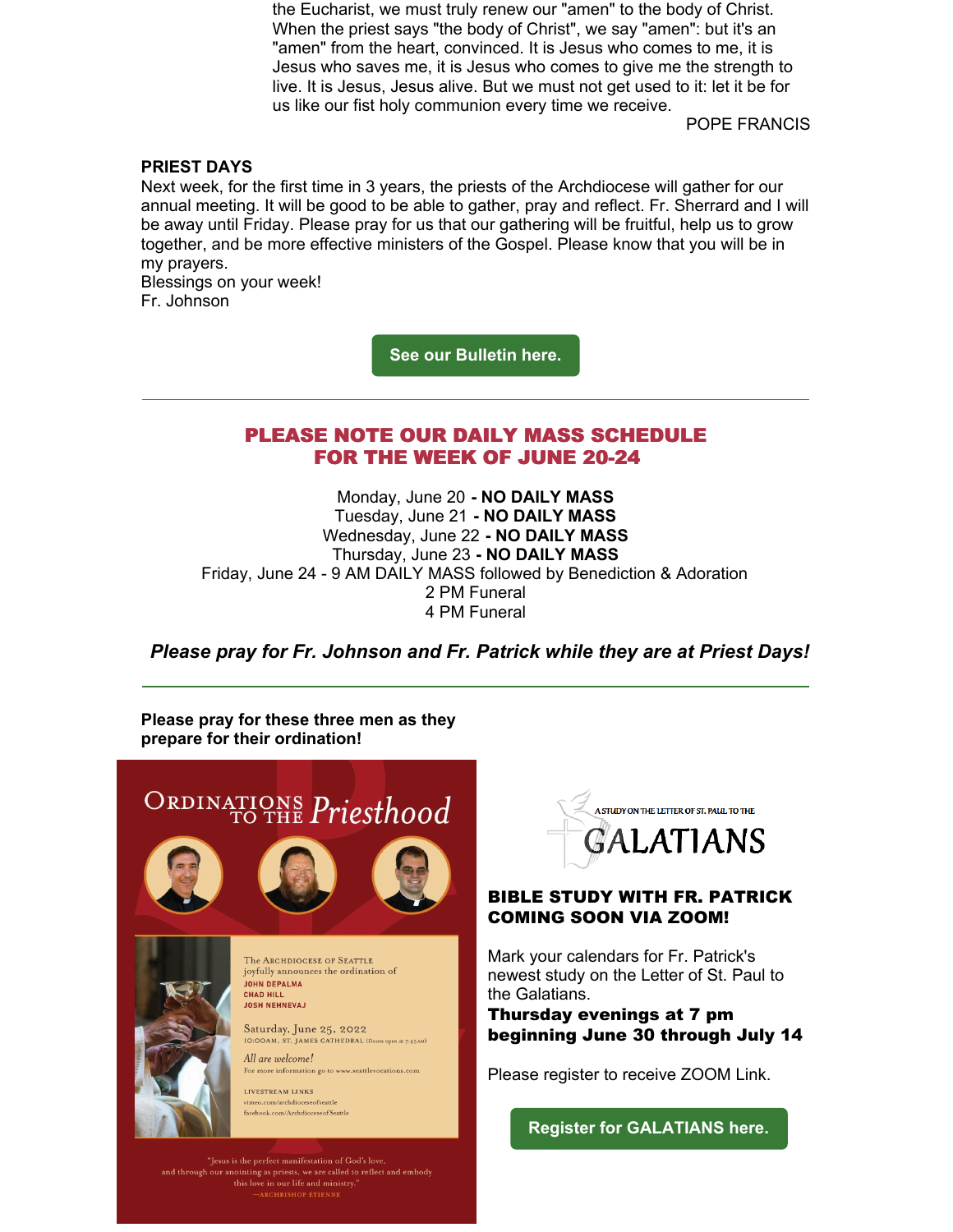the Eucharist, we must truly renew our "amen" to the body of Christ. When the priest says "the body of Christ", we say "amen": but it's an "amen" from the heart, convinced. It is Jesus who comes to me, it is Jesus who saves me, it is Jesus who comes to give me the strength to live. It is Jesus, Jesus alive. But we must not get used to it: let it be for us like our fist holy communion every time we receive.

POPE FRANCIS

**PRIEST DAYS**

Next week, for the first time in 3 years, the priests of the Archdiocese will gather for our annual meeting. It will be good to be able to gather, pray and reflect. Fr. Sherrard and I will be away until Friday. Please pray for us that our gathering will be fruitful, help us to grow together, and be more effective ministers of the Gospel. Please know that you will be in my prayers.

Blessings on your week!

Fr. Johnson

**See our Bulletin here.**

---

## PLEASE NOTE OUR DAILY MASS SCHEDULE FOR THE WEEK OF JUNE 20-24

Monday, June 20 **- NO DAILY MASS**
Tuesday, June 21 **- NO DAILY MASS**
Wednesday, June 22 **- NO DAILY MASS**
Thursday, June 23 **- NO DAILY MASS**
Friday, June 24 - 9 AM DAILY MASS followed by Benediction & Adoration
2 PM Funeral
4 PM Funeral

***Please pray for Fr. Johnson and Fr. Patrick while they are at Priest Days!***

---

**Please pray for these three men as they prepare for their ordination!**

ORDINATIONS TO THE *Priesthood*

The ARCHDIOCESE OF SEATTLE joyfully announces the ordination of
JOHN DEPALMA
CHAD HILL
JOSH NEHNEVAJ

Saturday, June 25, 2022
10:00AM, ST. JAMES CATHEDRAL (Doors open at 7:45AM)

*All are welcome!*
For more information go to www.seattlevocations.com

LIVESTREAM LINKS
vimeo.com/archdioceseofseattle
facebook.com/ArchdioceseofSeattle

"Jesus is the perfect manifestation of God's love, and through our anointing as priests, we are called to reflect and embody this love in our life and ministry."
—ARCHBISHOP ETIENNE

A STUDY ON THE LETTER OF ST. PAUL TO THE GALATIANS

### BIBLE STUDY WITH FR. PATRICK COMING SOON VIA ZOOM!

Mark your calendars for Fr. Patrick's newest study on the Letter of St. Paul to the Galatians.

**Thursday evenings at 7 pm beginning June 30 through July 14**

Please register to receive ZOOM Link.

**Register for GALATIANS here.**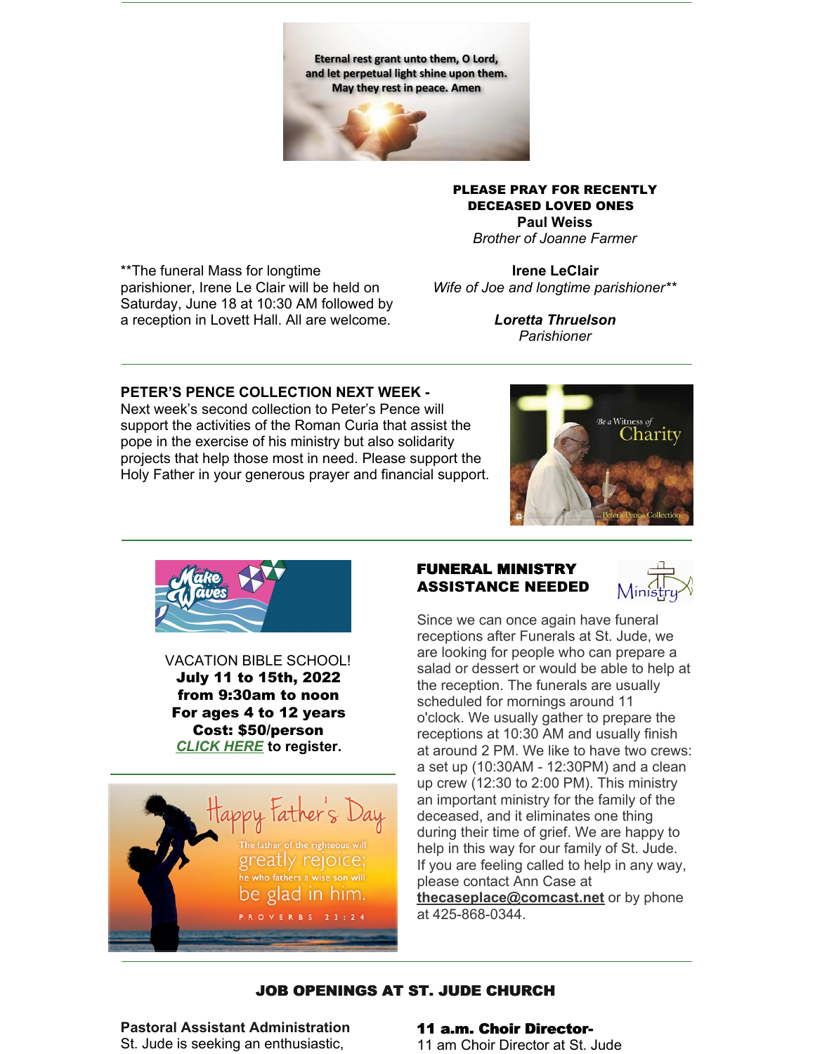Eternal rest grant unto them, O Lord, and let perpetual light shine upon them. May they rest in peace. Amen

**PLEASE PRAY FOR RECENTLY DECEASED LOVED ONES**

**Paul Weiss**
*Brother of Joanne Farmer*

**Irene LeClair**
*Wife of Joe and longtime parishioner***

***Loretta Thruelson***
*Parishioner*

**The funeral Mass for longtime parishioner, Irene Le Clair will be held on Saturday, June 18 at 10:30 AM followed by a reception in Lovett Hall. All are welcome.

---

**PETER'S PENCE COLLECTION NEXT WEEK -**
Next week's second collection to Peter's Pence will support the activities of the Roman Curia that assist the pope in the exercise of his ministry but also solidarity projects that help those most in need. Please support the Holy Father in your generous prayer and financial support.

---

VACATION BIBLE SCHOOL!
**July 11 to 15th, 2022**
**from 9:30am to noon**
**For ages 4 to 12 years**
**Cost: $50/person**
***CLICK HERE*** **to register.**

Happy Father's Day

The father of the righteous will greatly rejoice; he who fathers a wise son will be glad in him.
PROVERBS 23:24

**FUNERAL MINISTRY ASSISTANCE NEEDED**

Since we can once again have funeral receptions after Funerals at St. Jude, we are looking for people who can prepare a salad or dessert or would be able to help at the reception. The funerals are usually scheduled for mornings around 11 o'clock. We usually gather to prepare the receptions at 10:30 AM and usually finish at around 2 PM. We like to have two crews: a set up (10:30AM - 12:30PM) and a clean up crew (12:30 to 2:00 PM). This ministry an important ministry for the family of the deceased, and it eliminates one thing during their time of grief. We are happy to help in this way for our family of St. Jude. If you are feeling called to help in any way, please contact Ann Case at **thecaseplace@comcast.net** or by phone at 425-868-0344.

---

**JOB OPENINGS AT ST. JUDE CHURCH**

**Pastoral Assistant Administration**
St. Jude is seeking an enthusiastic,

**11 a.m. Choir Director-**
11 am Choir Director at St. Jude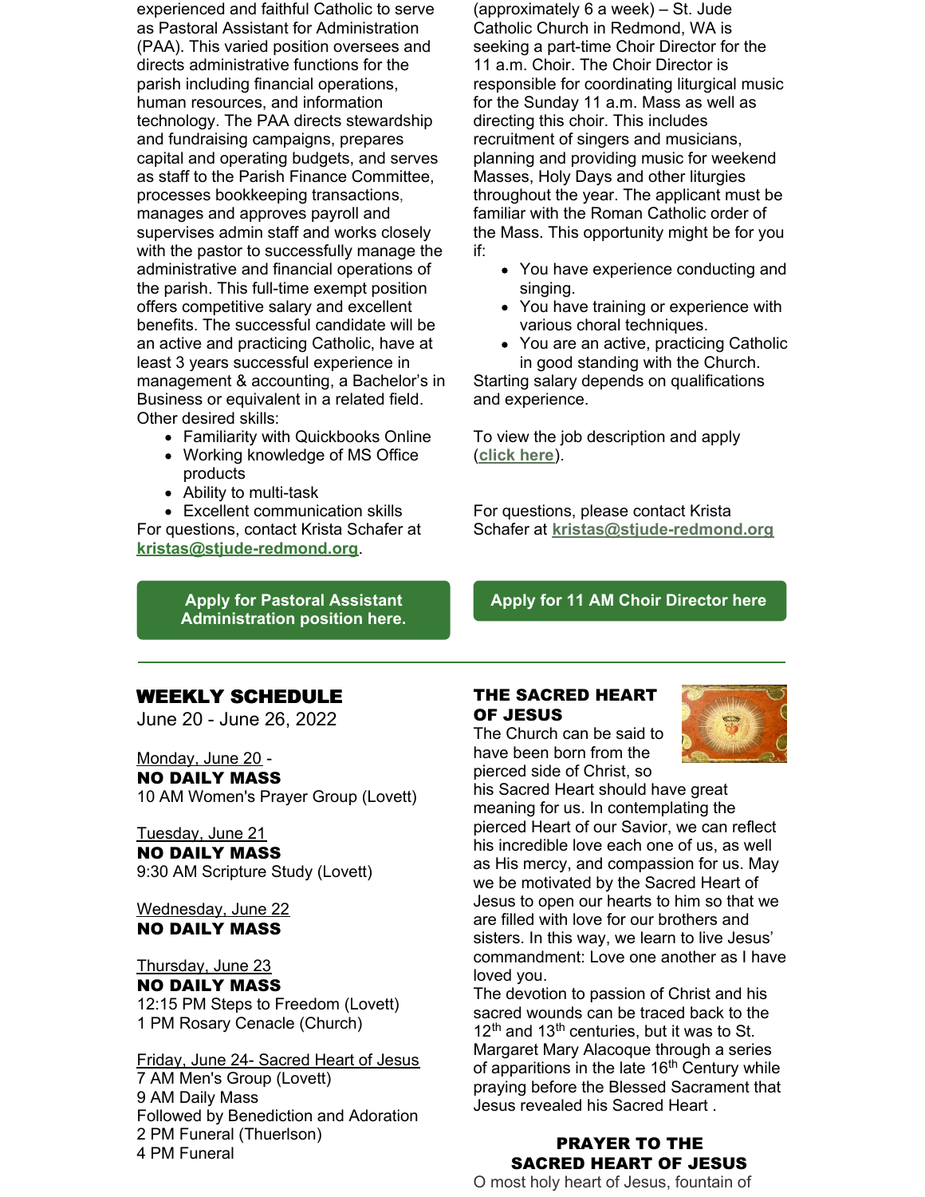experienced and faithful Catholic to serve as Pastoral Assistant for Administration (PAA). This varied position oversees and directs administrative functions for the parish including financial operations, human resources, and information technology. The PAA directs stewardship and fundraising campaigns, prepares capital and operating budgets, and serves as staff to the Parish Finance Committee, processes bookkeeping transactions, manages and approves payroll and supervises admin staff and works closely with the pastor to successfully manage the administrative and financial operations of the parish. This full-time exempt position offers competitive salary and excellent benefits. The successful candidate will be an active and practicing Catholic, have at least 3 years successful experience in management & accounting, a Bachelor's in Business or equivalent in a related field. Other desired skills:

- Familiarity with Quickbooks Online
- Working knowledge of MS Office products
- Ability to multi-task
- Excellent communication skills

For questions, contact Krista Schafer at **kristas@stjude-redmond.org**.

**Apply for Pastoral Assistant Administration position here.**

(approximately 6 a week) – St. Jude Catholic Church in Redmond, WA is seeking a part-time Choir Director for the 11 a.m. Choir. The Choir Director is responsible for coordinating liturgical music for the Sunday 11 a.m. Mass as well as directing this choir. This includes recruitment of singers and musicians, planning and providing music for weekend Masses, Holy Days and other liturgies throughout the year. The applicant must be familiar with the Roman Catholic order of the Mass. This opportunity might be for you if:

- You have experience conducting and singing.
- You have training or experience with various choral techniques.
- You are an active, practicing Catholic in good standing with the Church.

Starting salary depends on qualifications and experience.

To view the job description and apply (**click here**).

For questions, please contact Krista Schafer at **kristas@stjude-redmond.org**

**Apply for 11 AM Choir Director here**

---

## WEEKLY SCHEDULE

June 20 - June 26, 2022

Monday, June 20 -
**NO DAILY MASS**
10 AM Women's Prayer Group (Lovett)

Tuesday, June 21
**NO DAILY MASS**
9:30 AM Scripture Study (Lovett)

Wednesday, June 22
**NO DAILY MASS**

Thursday, June 23
**NO DAILY MASS**
12:15 PM Steps to Freedom (Lovett)
1 PM Rosary Cenacle (Church)

Friday, June 24- Sacred Heart of Jesus
7 AM Men's Group (Lovett)
9 AM Daily Mass
Followed by Benediction and Adoration
2 PM Funeral (Thuerlson)
4 PM Funeral

## THE SACRED HEART OF JESUS

The Church can be said to have been born from the pierced side of Christ, so his Sacred Heart should have great meaning for us. In contemplating the pierced Heart of our Savior, we can reflect his incredible love each one of us, as well as His mercy, and compassion for us. May we be motivated by the Sacred Heart of Jesus to open our hearts to him so that we are filled with love for our brothers and sisters. In this way, we learn to live Jesus' commandment: Love one another as I have loved you.

The devotion to passion of Christ and his sacred wounds can be traced back to the 12th and 13th centuries, but it was to St. Margaret Mary Alacoque through a series of apparitions in the late 16th Century while praying before the Blessed Sacrament that Jesus revealed his Sacred Heart .

### PRAYER TO THE SACRED HEART OF JESUS

O most holy heart of Jesus, fountain of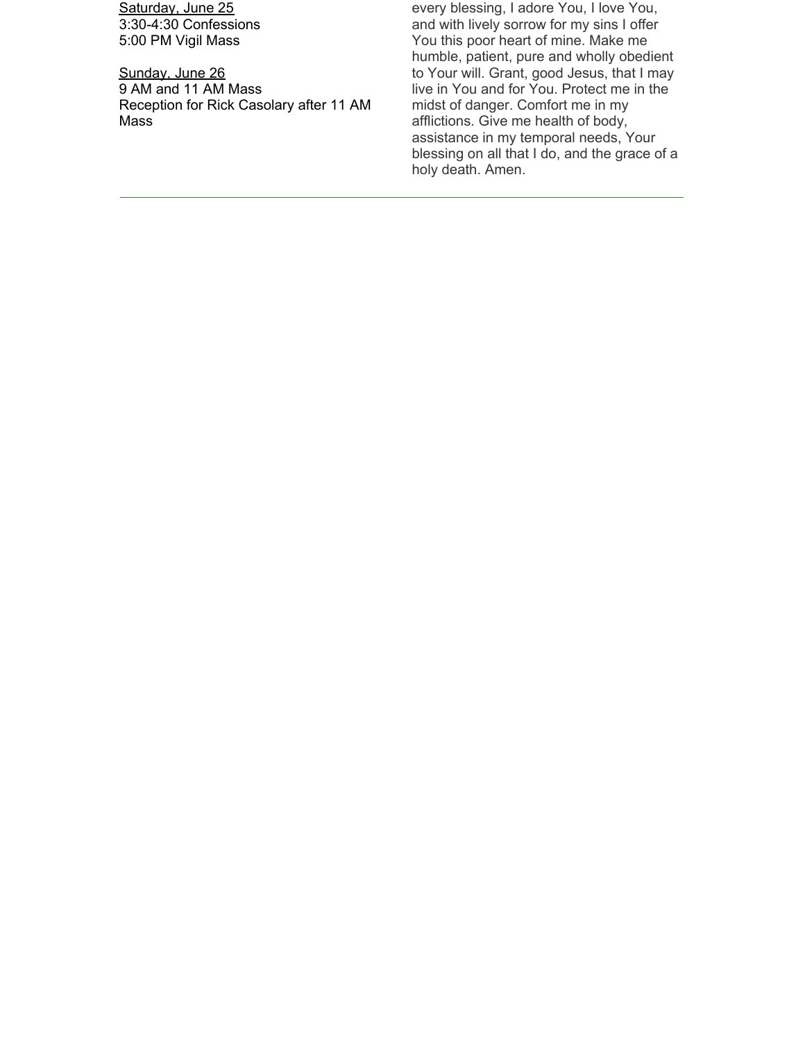<u>Saturday, June 25</u>
3:30-4:30 Confessions
5:00 PM Vigil Mass

<u>Sunday, June 26</u>
9 AM and 11 AM Mass
Reception for Rick Casolary after 11 AM Mass

every blessing, I adore You, I love You, and with lively sorrow for my sins I offer You this poor heart of mine. Make me humble, patient, pure and wholly obedient to Your will. Grant, good Jesus, that I may live in You and for You. Protect me in the midst of danger. Comfort me in my afflictions. Give me health of body, assistance in my temporal needs, Your blessing on all that I do, and the grace of a holy death. Amen.

---